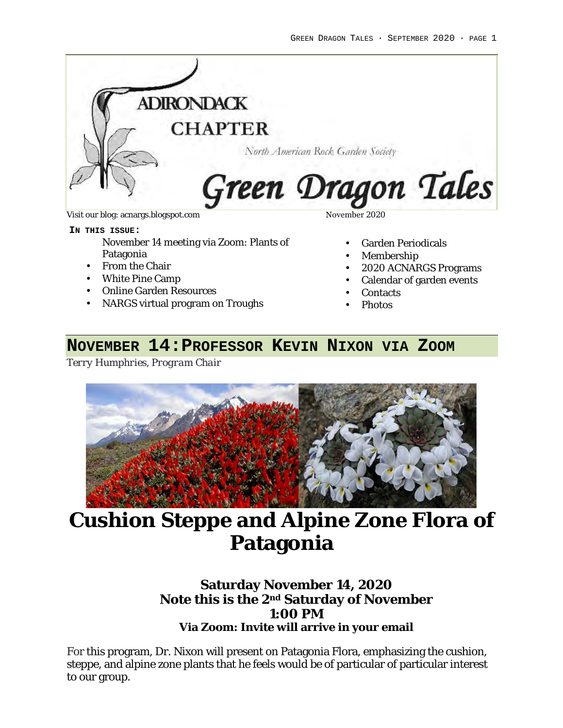# Adirondack Chapter

North American Rock Garden Society

# Green Dragon Tales

Visit our blog: acnargs.blogspot.com

November 2020

**IN THIS ISSUE:**

- November 14 meeting via Zoom: Plants of Patagonia
- From the Chair
- White Pine Camp
- Online Garden Resources
- NARGS virtual program on Troughs
- Garden Periodicals
- Membership
- 2020 ACNARGS Programs
- Calendar of garden events
- Contacts
- Photos

## NOVEMBER 14: PROFESSOR KEVIN NIXON VIA ZOOM

*Terry Humphries, Program Chair*

# Cushion Steppe and Alpine Zone Flora of Patagonia

**Saturday November 14, 2020**
**Note this is the 2nd Saturday of November**
**1:00 PM**
**Via Zoom: Invite will arrive in your email**

For this program, Dr. Nixon will present on Patagonia Flora, emphasizing the cushion, steppe, and alpine zone plants that he feels would be of particular of particular interest to our group.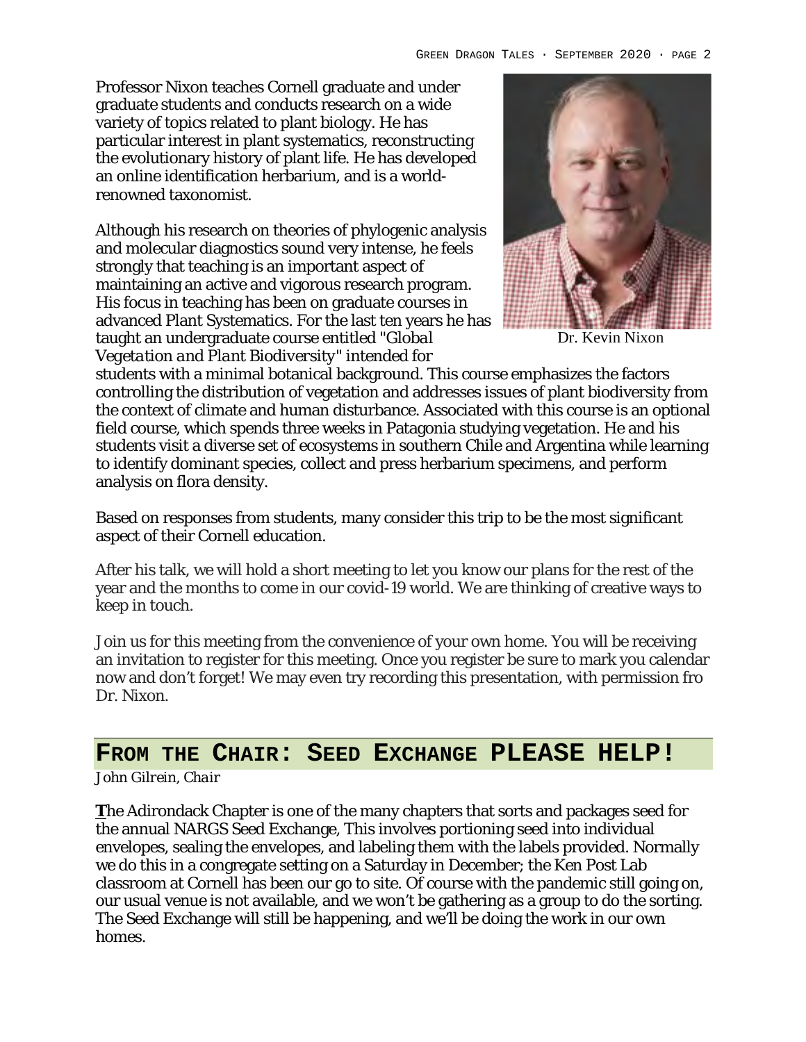Professor Nixon teaches Cornell graduate and under graduate students and conducts research on a wide variety of topics related to plant biology. He has particular interest in plant systematics, reconstructing the evolutionary history of plant life. He has developed an online identification herbarium, and is a world-renowned taxonomist.

Although his research on theories of phylogenic analysis and molecular diagnostics sound very intense, he feels strongly that teaching is an important aspect of maintaining an active and vigorous research program. His focus in teaching has been on graduate courses in advanced Plant Systematics. For the last ten years he has taught an undergraduate course entitled "*Global Vegetation and Plant Biodiversity*" intended for students with a minimal botanical background. This course emphasizes the factors controlling the distribution of vegetation and addresses issues of plant biodiversity from the context of climate and human disturbance. Associated with this course is an optional field course, which spends three weeks in Patagonia studying vegetation. He and his students visit a diverse set of ecosystems in southern Chile and Argentina while learning to identify dominant species, collect and press herbarium specimens, and perform analysis on flora density.

Dr. Kevin Nixon

Based on responses from students, many consider this trip to be the most significant aspect of their Cornell education.

After his talk, we will hold a short meeting to let you know our plans for the rest of the year and the months to come in our covid-19 world. We are thinking of creative ways to keep in touch.

Join us for this meeting from the convenience of your own home. You will be receiving an invitation to register for this meeting. Once you register be sure to mark you calendar now and don't forget! We may even try recording this presentation, with permission fro Dr. Nixon.

## FROM THE CHAIR: SEED EXCHANGE PLEASE HELP!

*John Gilrein, Chair*

The Adirondack Chapter is one of the many chapters that sorts and packages seed for the annual NARGS Seed Exchange, This involves portioning seed into individual envelopes, sealing the envelopes, and labeling them with the labels provided. Normally we do this in a congregate setting on a Saturday in December; the Ken Post Lab classroom at Cornell has been our go to site. Of course with the pandemic still going on, our usual venue is not available, and we won't be gathering as a group to do the sorting. The Seed Exchange will still be happening, and we'll be doing the work in our own homes.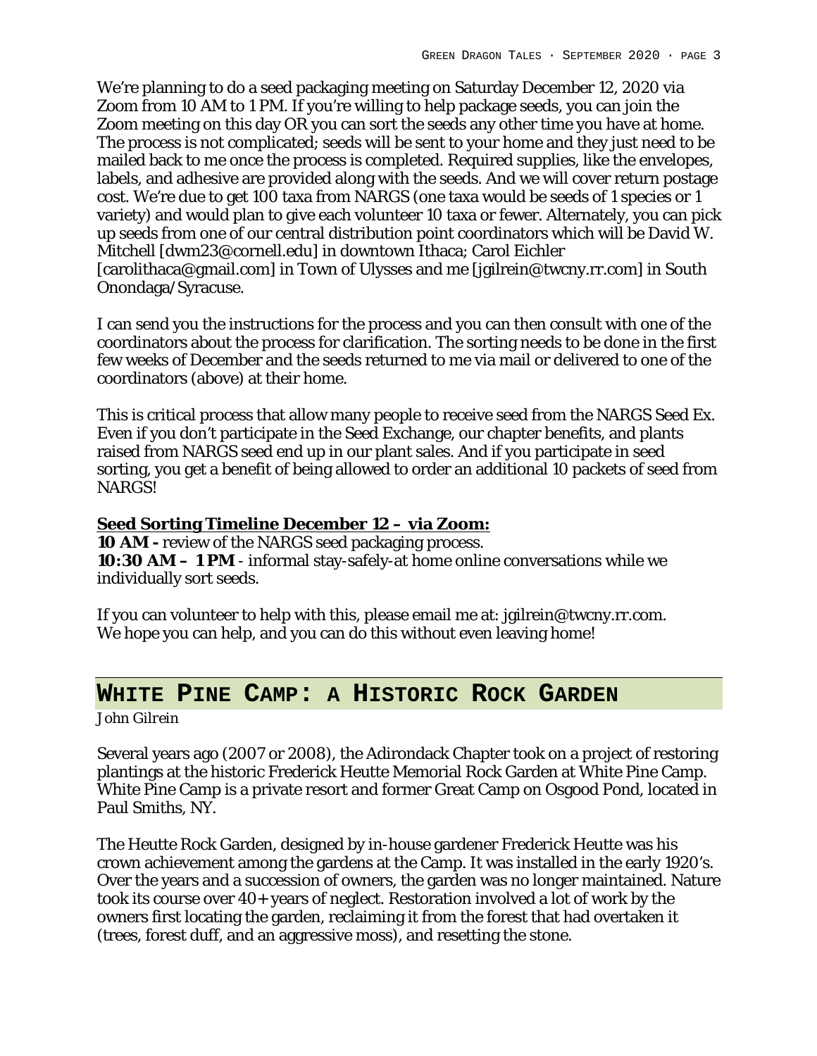We're planning to do a seed packaging meeting on Saturday December 12, 2020 via Zoom from 10 AM to 1 PM. If you're willing to help package seeds, you can join the Zoom meeting on this day OR you can sort the seeds any other time you have at home. The process is not complicated; seeds will be sent to your home and they just need to be mailed back to me once the process is completed. Required supplies, like the envelopes, labels, and adhesive are provided along with the seeds. And we will cover return postage cost. We're due to get 100 taxa from NARGS (one taxa would be seeds of 1 species or 1 variety) and would plan to give each volunteer 10 taxa or fewer. Alternately, you can pick up seeds from one of our central distribution point coordinators which will be David W. Mitchell [dwm23@cornell.edu] in downtown Ithaca; Carol Eichler [carolithaca@gmail.com] in Town of Ulysses and me [jgilrein@twcny.rr.com] in South Onondaga/Syracuse.

I can send you the instructions for the process and you can then consult with one of the coordinators about the process for clarification. The sorting needs to be done in the first few weeks of December and the seeds returned to me via mail or delivered to one of the coordinators (above) at their home.

This is critical process that allow many people to receive seed from the NARGS Seed Ex. Even if you don't participate in the Seed Exchange, our chapter benefits, and plants raised from NARGS seed end up in our plant sales. And if you participate in seed sorting, you get a benefit of being allowed to order an additional 10 packets of seed from NARGS!

**Seed Sorting Timeline December 12 – via Zoom:**
**10 AM -** review of the NARGS seed packaging process.
**10:30 AM – 1 PM** - informal stay-safely-at home online conversations while we individually sort seeds.

If you can volunteer to help with this, please email me at: jgilrein@twcny.rr.com.
We hope you can help, and you can do this without even leaving home!

## White Pine Camp: a Historic Rock Garden

*John Gilrein*

Several years ago (2007 or 2008), the Adirondack Chapter took on a project of restoring plantings at the historic Frederick Heutte Memorial Rock Garden at White Pine Camp. White Pine Camp is a private resort and former Great Camp on Osgood Pond, located in Paul Smiths, NY.

The Heutte Rock Garden, designed by in-house gardener Frederick Heutte was his crown achievement among the gardens at the Camp. It was installed in the early 1920's. Over the years and a succession of owners, the garden was no longer maintained. Nature took its course over 40+ years of neglect. Restoration involved a lot of work by the owners first locating the garden, reclaiming it from the forest that had overtaken it (trees, forest duff, and an aggressive moss), and resetting the stone.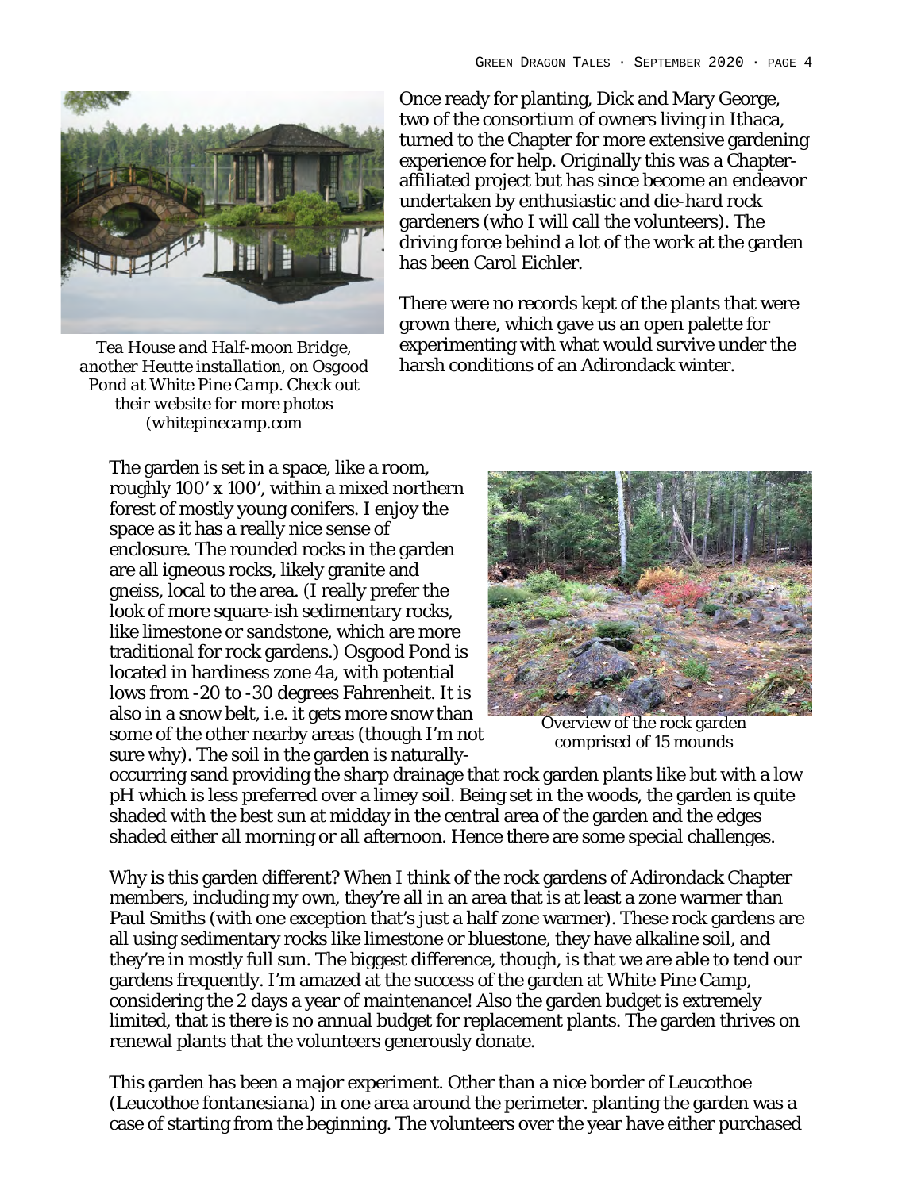*Tea House and Half-moon Bridge, another Heutte installation, on Osgood Pond at White Pine Camp. Check out their website for more photos (whitepinecamp.com*

Once ready for planting, Dick and Mary George, two of the consortium of owners living in Ithaca, turned to the Chapter for more extensive gardening experience for help. Originally this was a Chapter-affiliated project but has since become an endeavor undertaken by enthusiastic and die-hard rock gardeners (who I will call the volunteers). The driving force behind a lot of the work at the garden has been Carol Eichler.

There were no records kept of the plants that were grown there, which gave us an open palette for experimenting with what would survive under the harsh conditions of an Adirondack winter.

The garden is set in a space, like a room, roughly 100' x 100', within a mixed northern forest of mostly young conifers. I enjoy the space as it has a really nice sense of enclosure. The rounded rocks in the garden are all igneous rocks, likely granite and gneiss, local to the area. (I really prefer the look of more square-ish sedimentary rocks, like limestone or sandstone, which are more traditional for rock gardens.) Osgood Pond is located in hardiness zone 4a, with potential lows from -20 to -30 degrees Fahrenheit. It is also in a snow belt, i.e. it gets more snow than some of the other nearby areas (though I'm not sure why). The soil in the garden is naturally-occurring sand providing the sharp drainage that rock garden plants like but with a low pH which is less preferred over a limey soil. Being set in the woods, the garden is quite shaded with the best sun at midday in the central area of the garden and the edges shaded either all morning or all afternoon. Hence there are some special challenges.

Overview of the rock garden comprised of 15 mounds

Why is this garden different? When I think of the rock gardens of Adirondack Chapter members, including my own, they're all in an area that is at least a zone warmer than Paul Smiths (with one exception that's just a half zone warmer). These rock gardens are all using sedimentary rocks like limestone or bluestone, they have alkaline soil, and they're in mostly full sun. The biggest difference, though, is that we are able to tend our gardens frequently. I'm amazed at the success of the garden at White Pine Camp, considering the 2 days a year of maintenance! Also the garden budget is extremely limited, that is there is no annual budget for replacement plants. The garden thrives on renewal plants that the volunteers generously donate.

This garden has been a major experiment. Other than a nice border of Leucothoe (*Leucothoe fontanesiana*) in one area around the perimeter. planting the garden was a case of starting from the beginning. The volunteers over the year have either purchased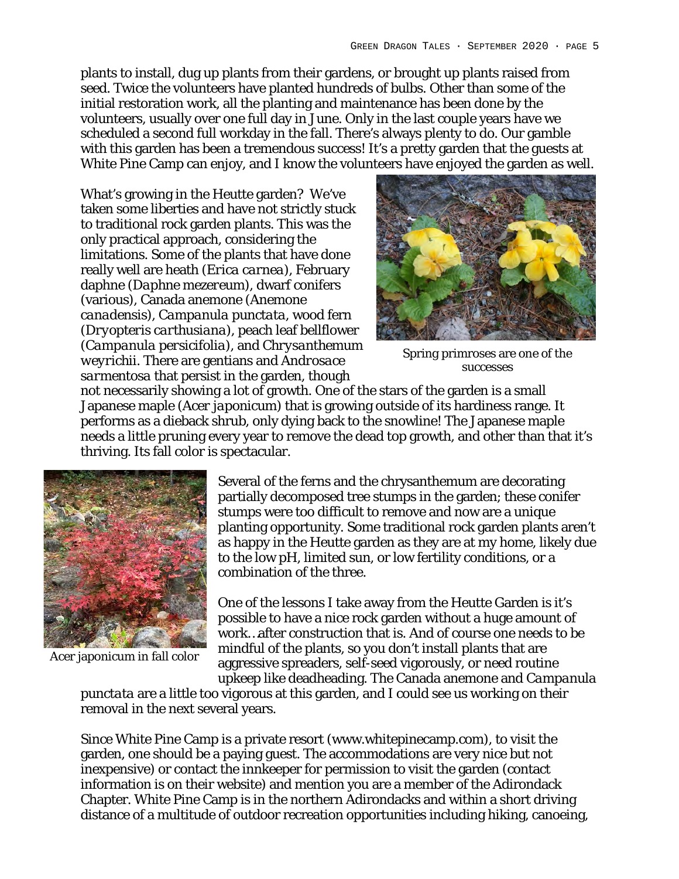plants to install, dug up plants from their gardens, or brought up plants raised from seed. Twice the volunteers have planted hundreds of bulbs. Other than some of the initial restoration work, all the planting and maintenance has been done by the volunteers, usually over one full day in June. Only in the last couple years have we scheduled a second full workday in the fall. There's always plenty to do. Our gamble with this garden has been a tremendous success! It's a pretty garden that the guests at White Pine Camp can enjoy, and I know the volunteers have enjoyed the garden as well.

What's growing in the Heutte garden? We've taken some liberties and have not strictly stuck to traditional rock garden plants. This was the only practical approach, considering the limitations. Some of the plants that have done really well are heath (*Erica carnea*), February daphne (*Daphne mezereum*), dwarf conifers (various), Canada anemone (*Anemone canadensis*), *Campanula punctata*, wood fern (*Dryopteris carthusiana*), peach leaf bellflower (*Campanula persicifolia*), and *Chrysanthemum weyrichii*. There are gentians and *Androsace sarmentosa* that persist in the garden, though not necessarily showing a lot of growth. One of the stars of the garden is a small Japanese maple (*Acer japonicum*) that is growing outside of its hardiness range. It performs as a dieback shrub, only dying back to the snowline! The Japanese maple needs a little pruning every year to remove the dead top growth, and other than that it's thriving. Its fall color is spectacular.

*Spring primroses are one of the successes*

*Acer japonicum in fall color*

Several of the ferns and the chrysanthemum are decorating partially decomposed tree stumps in the garden; these conifer stumps were too difficult to remove and now are a unique planting opportunity. Some traditional rock garden plants aren't as happy in the Heutte garden as they are at my home, likely due to the low pH, limited sun, or low fertility conditions, or a combination of the three.

One of the lessons I take away from the Heutte Garden is it's possible to have a nice rock garden without a huge amount of work…after construction that is. And of course one needs to be mindful of the plants, so you don't install plants that are aggressive spreaders, self-seed vigorously, or need routine upkeep like deadheading. The Canada anemone and *Campanula punctata* are a little too vigorous at this garden, and I could see us working on their removal in the next several years.

Since White Pine Camp is a private resort (www.whitepinecamp.com), to visit the garden, one should be a paying guest. The accommodations are very nice but not inexpensive) or contact the innkeeper for permission to visit the garden (contact information is on their website) and mention you are a member of the Adirondack Chapter. White Pine Camp is in the northern Adirondacks and within a short driving distance of a multitude of outdoor recreation opportunities including hiking, canoeing,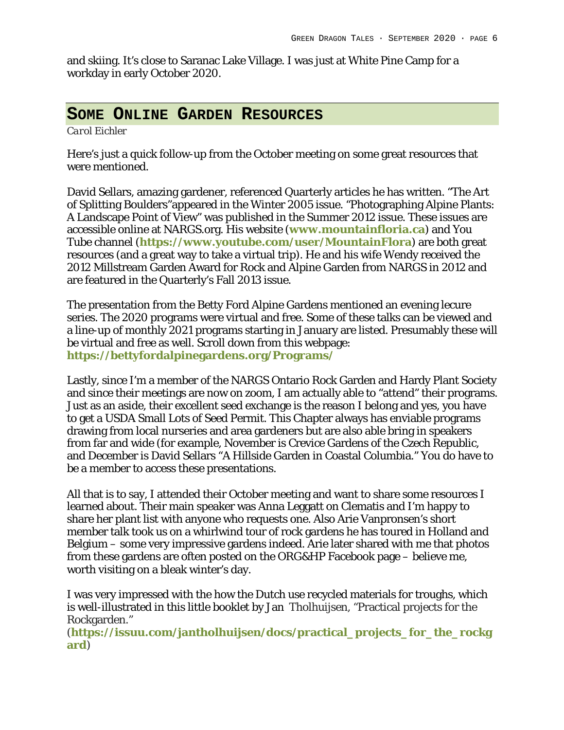and skiing. It's close to Saranac Lake Village. I was just at White Pine Camp for a workday in early October 2020.

## Some Online Garden Resources

*Carol Eichler*

Here's just a quick follow-up from the October meeting on some great resources that were mentioned.

David Sellars, amazing gardener, referenced Quarterly articles he has written. "The Art of Splitting Boulders"appeared in the Winter 2005 issue. "Photographing Alpine Plants: A Landscape Point of View" was published in the Summer 2012 issue. These issues are accessible online at NARGS.org. His website (**www.mountainfloria.ca**) and You Tube channel (**https://www.youtube.com/user/MountainFlora**) are both great resources (and a great way to take a virtual trip). He and his wife Wendy received the 2012 Millstream Garden Award for Rock and Alpine Garden from NARGS in 2012 and are featured in the Quarterly's Fall 2013 issue.

The presentation from the Betty Ford Alpine Gardens mentioned an evening lecure series. The 2020 programs were virtual and free. Some of these talks can be viewed and a line-up of monthly 2021 programs starting in January are listed. Presumably these will be virtual and free as well. Scroll down from this webpage: **https://bettyfordalpinegardens.org/Programs/**

Lastly, since I'm a member of the NARGS Ontario Rock Garden and Hardy Plant Society and since their meetings are now on zoom, I am actually able to "attend" their programs. Just as an aside, their excellent seed exchange is the reason I belong and yes, you have to get a USDA Small Lots of Seed Permit. This Chapter always has enviable programs drawing from local nurseries and area gardeners but are also able bring in speakers from far and wide (for example, November is Crevice Gardens of the Czech Republic, and December is David Sellars "A Hillside Garden in Coastal Columbia." You do have to be a member to access these presentations.

All that is to say, I attended their October meeting and want to share some resources I learned about. Their main speaker was Anna Leggatt on Clematis and I'm happy to share her plant list with anyone who requests one. Also Arie Vanpronsen's short member talk took us on a whirlwind tour of rock gardens he has toured in Holland and Belgium – some very impressive gardens indeed. Arie later shared with me that photos from these gardens are often posted on the ORG&HP Facebook page – believe me, worth visiting on a bleak winter's day.

I was very impressed with the how the Dutch use recycled materials for troughs, which is well-illustrated in this little booklet by Jan Tholhuijsen, "Practical projects for the Rockgarden."
(**https://issuu.com/jantholhuijsen/docs/practical_projects_for_the_rockgard**)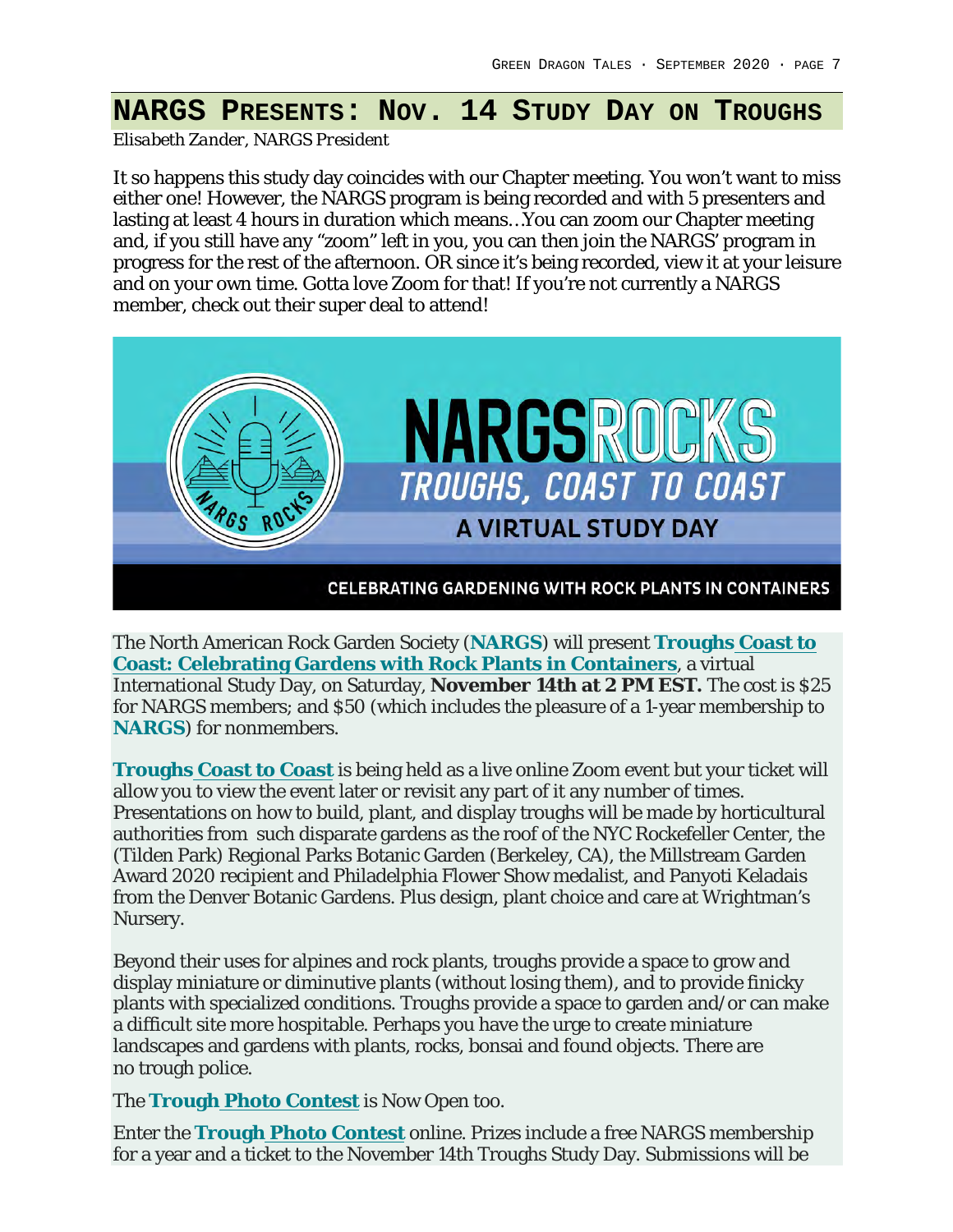## NARGS Presents: Nov. 14 Study Day on Troughs

*Elisabeth Zander, NARGS President*

It so happens this study day coincides with our Chapter meeting. You won't want to miss either one! However, the NARGS program is being recorded and with 5 presenters and lasting at least 4 hours in duration which means…You can zoom our Chapter meeting and, if you still have any "zoom" left in you, you can then join the NARGS' program in progress for the rest of the afternoon. OR since it's being recorded, view it at your leisure and on your own time. Gotta love Zoom for that! If you're not currently a NARGS member, check out their super deal to attend!

NARGS ROCKS
NARGSROCKS
TROUGHS, COAST TO COAST
A VIRTUAL STUDY DAY
CELEBRATING GARDENING WITH ROCK PLANTS IN CONTAINERS

The North American Rock Garden Society (**NARGS**) will present **Troughs Coast to Coast: Celebrating Gardens with Rock Plants in Containers**, a virtual International Study Day, on Saturday, **November 14th at 2 PM EST.** The cost is $25 for NARGS members; and $50 (which includes the pleasure of a 1-year membership to **NARGS**) for nonmembers.

**Troughs Coast to Coast** is being held as a live online Zoom event but your ticket will allow you to view the event later or revisit any part of it any number of times. Presentations on how to build, plant, and display troughs will be made by horticultural authorities from such disparate gardens as the roof of the NYC Rockefeller Center, the (Tilden Park) Regional Parks Botanic Garden (Berkeley, CA), the Millstream Garden Award 2020 recipient and Philadelphia Flower Show medalist, and Panyoti Keladais from the Denver Botanic Gardens. Plus design, plant choice and care at Wrightman's Nursery.

Beyond their uses for alpines and rock plants, troughs provide a space to grow and display miniature or diminutive plants (without losing them), and to provide finicky plants with specialized conditions. Troughs provide a space to garden and/or can make a difficult site more hospitable. Perhaps you have the urge to create miniature landscapes and gardens with plants, rocks, bonsai and found objects. There are no trough police.

The **Trough Photo Contest** is Now Open too.

Enter the **Trough Photo Contest** online. Prizes include a free NARGS membership for a year and a ticket to the November 14th Troughs Study Day. Submissions will be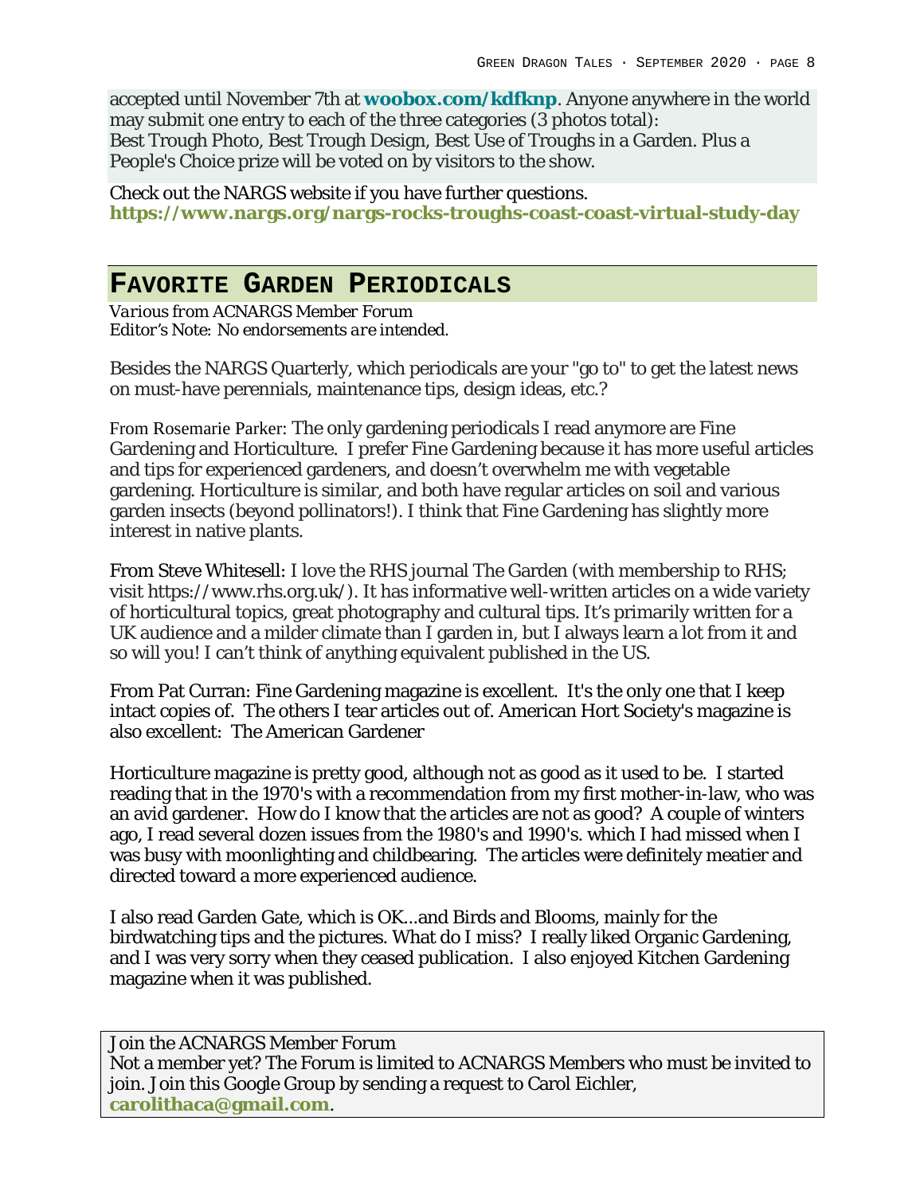accepted until November 7th at **woobox.com/kdfknp**. Anyone anywhere in the world may submit one entry to each of the three categories (3 photos total): Best Trough Photo, Best Trough Design, Best Use of Troughs in a Garden. Plus a People's Choice prize will be voted on by visitors to the show.

Check out the NARGS website if you have further questions. **https://www.nargs.org/nargs-rocks-troughs-coast-coast-virtual-study-day**

## Favorite Garden Periodicals

*Various from ACNARGS Member Forum*
*Editor's Note: No endorsements are intended.*

Besides the NARGS Quarterly, which periodicals are your "go to" to get the latest news on must-have perennials, maintenance tips, design ideas, etc.?

From Rosemarie Parker: The only gardening periodicals I read anymore are Fine Gardening and Horticulture. I prefer Fine Gardening because it has more useful articles and tips for experienced gardeners, and doesn't overwhelm me with vegetable gardening. Horticulture is similar, and both have regular articles on soil and various garden insects (beyond pollinators!). I think that Fine Gardening has slightly more interest in native plants.

From Steve Whitesell: I love the RHS journal The Garden (with membership to RHS; visit https://www.rhs.org.uk/). It has informative well-written articles on a wide variety of horticultural topics, great photography and cultural tips. It's primarily written for a UK audience and a milder climate than I garden in, but I always learn a lot from it and so will you! I can't think of anything equivalent published in the US.

From Pat Curran: Fine Gardening magazine is excellent. It's the only one that I keep intact copies of. The others I tear articles out of. American Hort Society's magazine is also excellent: The American Gardener

Horticulture magazine is pretty good, although not as good as it used to be. I started reading that in the 1970's with a recommendation from my first mother-in-law, who was an avid gardener. How do I know that the articles are not as good? A couple of winters ago, I read several dozen issues from the 1980's and 1990's. which I had missed when I was busy with moonlighting and childbearing. The articles were definitely meatier and directed toward a more experienced audience.

I also read Garden Gate, which is OK...and Birds and Blooms, mainly for the birdwatching tips and the pictures. What do I miss? I really liked Organic Gardening, and I was very sorry when they ceased publication. I also enjoyed Kitchen Gardening magazine when it was published.

Join the ACNARGS Member Forum
Not a member yet? The Forum is limited to ACNARGS Members who must be invited to join. Join this Google Group by sending a request to Carol Eichler, **carolithaca@gmail.com**.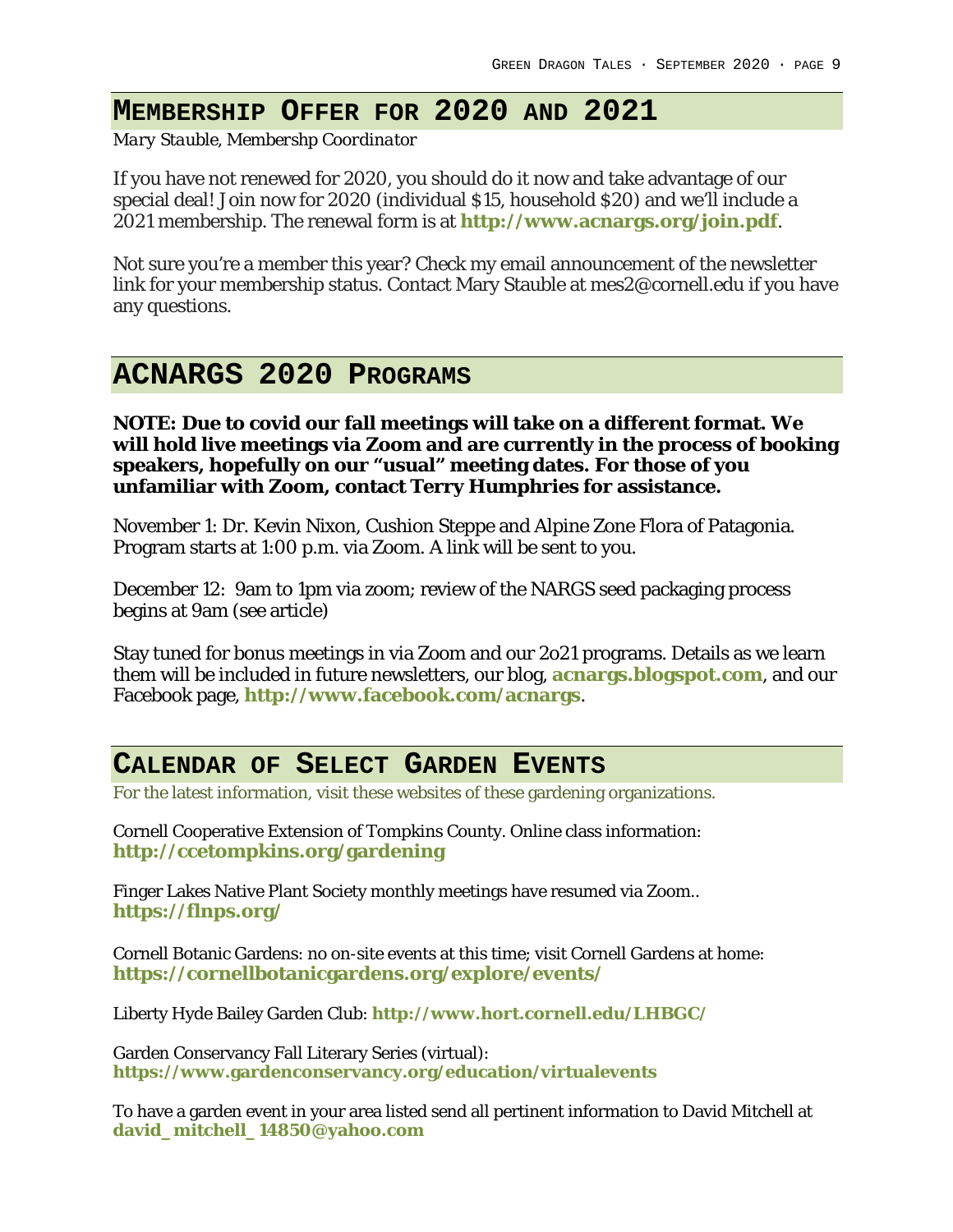## MEMBERSHIP OFFER FOR 2020 AND 2021

*Mary Stauble, Membershp Coordinator*

If you have not renewed for 2020, you should do it now and take advantage of our special deal! Join now for 2020 (individual $15, household $20) and we'll include a 2021 membership. The renewal form is at **http://www.acnargs.org/join.pdf**.

Not sure you're a member this year? Check my email announcement of the newsletter link for your membership status. Contact Mary Stauble at mes2@cornell.edu if you have any questions.

## ACNARGS 2020 PROGRAMS

**NOTE: Due to covid our fall meetings will take on a different format. We will hold live meetings via Zoom and are currently in the process of booking speakers, hopefully on our "usual" meeting dates. For those of you unfamiliar with Zoom, contact Terry Humphries for assistance.**

November 1: Dr. Kevin Nixon, Cushion Steppe and Alpine Zone Flora of Patagonia. Program starts at 1:00 p.m. via Zoom. A link will be sent to you.

December 12: 9am to 1pm via zoom; review of the NARGS seed packaging process begins at 9am (see article)

Stay tuned for bonus meetings in via Zoom and our 2o21 programs. Details as we learn them will be included in future newsletters, our blog, **acnargs.blogspot.com**, and our Facebook page, **http://www.facebook.com/acnargs**.

## CALENDAR OF SELECT GARDEN EVENTS

For the latest information, visit these websites of these gardening organizations.

Cornell Cooperative Extension of Tompkins County. Online class information:
**http://ccetompkins.org/gardening**

Finger Lakes Native Plant Society monthly meetings have resumed via Zoom..
**https://flnps.org/**

Cornell Botanic Gardens: no on-site events at this time; visit Cornell Gardens at home:
**https://cornellbotanicgardens.org/explore/events/**

Liberty Hyde Bailey Garden Club: **http://www.hort.cornell.edu/LHBGC/**

Garden Conservancy Fall Literary Series (virtual):
**https://www.gardenconservancy.org/education/virtualevents**

To have a garden event in your area listed send all pertinent information to David Mitchell at **david_mitchell_14850@yahoo.com**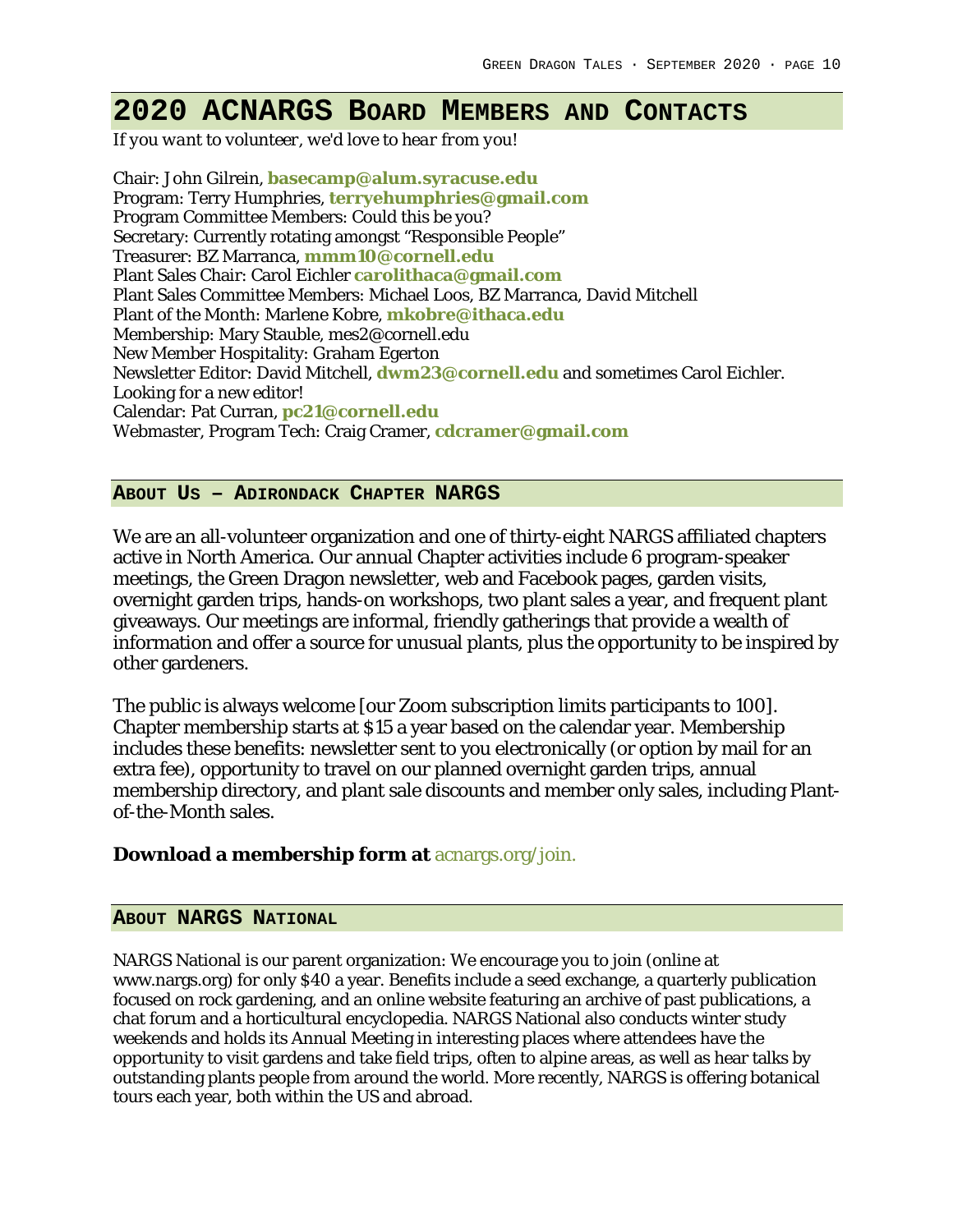# 2020 ACNARGS Board Members and Contacts

*If you want to volunteer, we'd love to hear from you!*

Chair: John Gilrein, **basecamp@alum.syracuse.edu**
Program: Terry Humphries, **terryehumphries@gmail.com**
Program Committee Members: Could this be you?
Secretary: Currently rotating amongst "Responsible People"
Treasurer: BZ Marranca, **mmm10@cornell.edu**
Plant Sales Chair: Carol Eichler **carolithaca@gmail.com**
Plant Sales Committee Members: Michael Loos, BZ Marranca, David Mitchell
Plant of the Month: Marlene Kobre, **mkobre@ithaca.edu**
Membership: Mary Stauble, mes2@cornell.edu
New Member Hospitality: Graham Egerton
Newsletter Editor: David Mitchell, **dwm23@cornell.edu** and sometimes Carol Eichler.
Looking for a new editor!
Calendar: Pat Curran, **pc21@cornell.edu**
Webmaster, Program Tech: Craig Cramer, **cdcramer@gmail.com**

## About Us – Adirondack Chapter NARGS

We are an all-volunteer organization and one of thirty-eight NARGS affiliated chapters active in North America. Our annual Chapter activities include 6 program-speaker meetings, the Green Dragon newsletter, web and Facebook pages, garden visits, overnight garden trips, hands-on workshops, two plant sales a year, and frequent plant giveaways. Our meetings are informal, friendly gatherings that provide a wealth of information and offer a source for unusual plants, plus the opportunity to be inspired by other gardeners.

The public is always welcome [our Zoom subscription limits participants to 100]. Chapter membership starts at $15 a year based on the calendar year. Membership includes these benefits: newsletter sent to you electronically (or option by mail for an extra fee), opportunity to travel on our planned overnight garden trips, annual membership directory, and plant sale discounts and member only sales, including Plant-of-the-Month sales.

**Download a membership form at** acnargs.org/join.

## About NARGS National

NARGS National is our parent organization: We encourage you to join (online at www.nargs.org) for only $40 a year. Benefits include a seed exchange, a quarterly publication focused on rock gardening, and an online website featuring an archive of past publications, a chat forum and a horticultural encyclopedia. NARGS National also conducts winter study weekends and holds its Annual Meeting in interesting places where attendees have the opportunity to visit gardens and take field trips, often to alpine areas, as well as hear talks by outstanding plants people from around the world. More recently, NARGS is offering botanical tours each year, both within the US and abroad.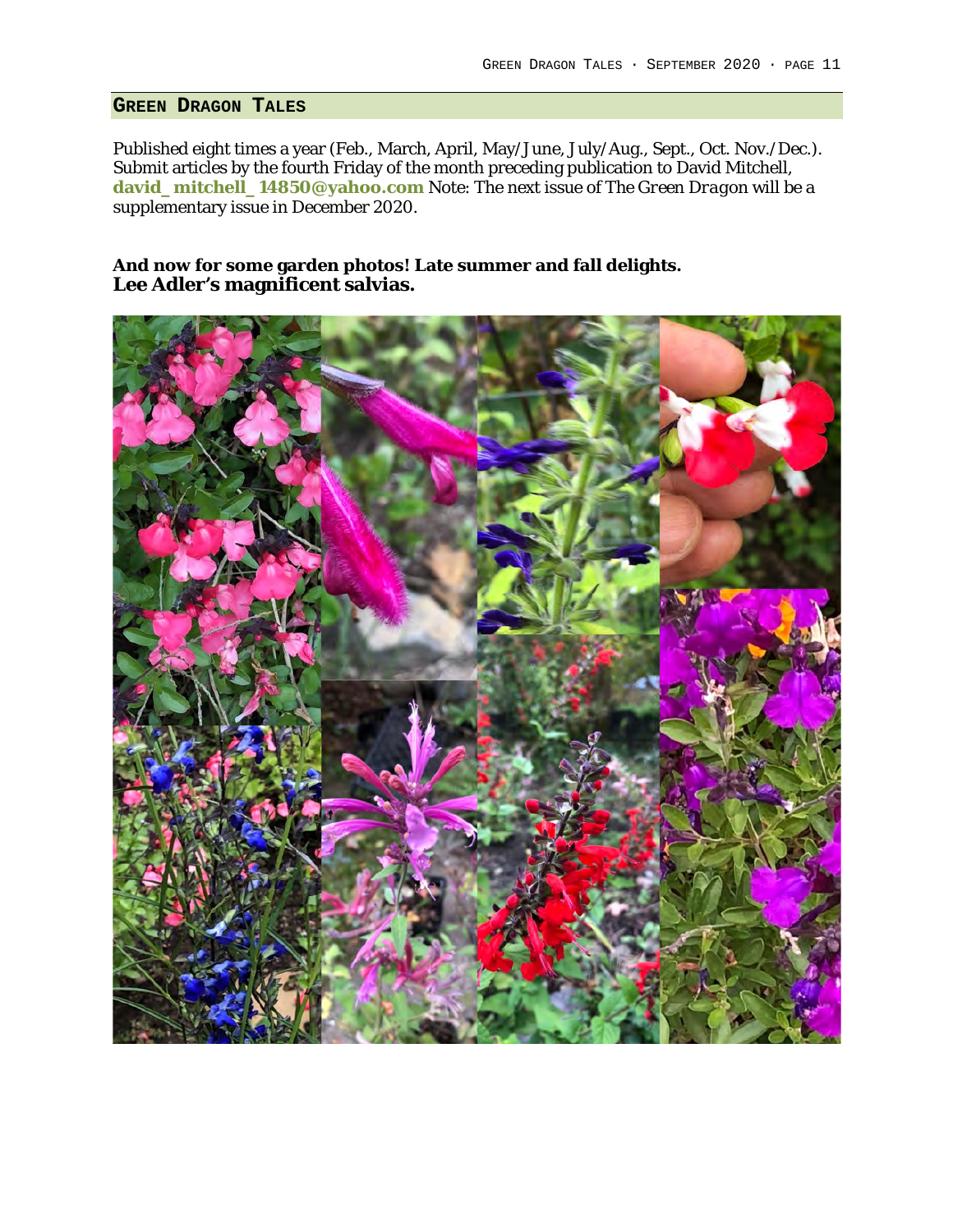## Green Dragon Tales

Published eight times a year (Feb., March, April, May/June, July/Aug., Sept., Oct. Nov./Dec.). Submit articles by the fourth Friday of the month preceding publication to David Mitchell, **david_mitchell_14850@yahoo.com** Note: The next issue of *The Green Dragon* will be a supplementary issue in December 2020.

**And now for some garden photos! Late summer and fall delights.**
**Lee Adler's magnificent salvias.**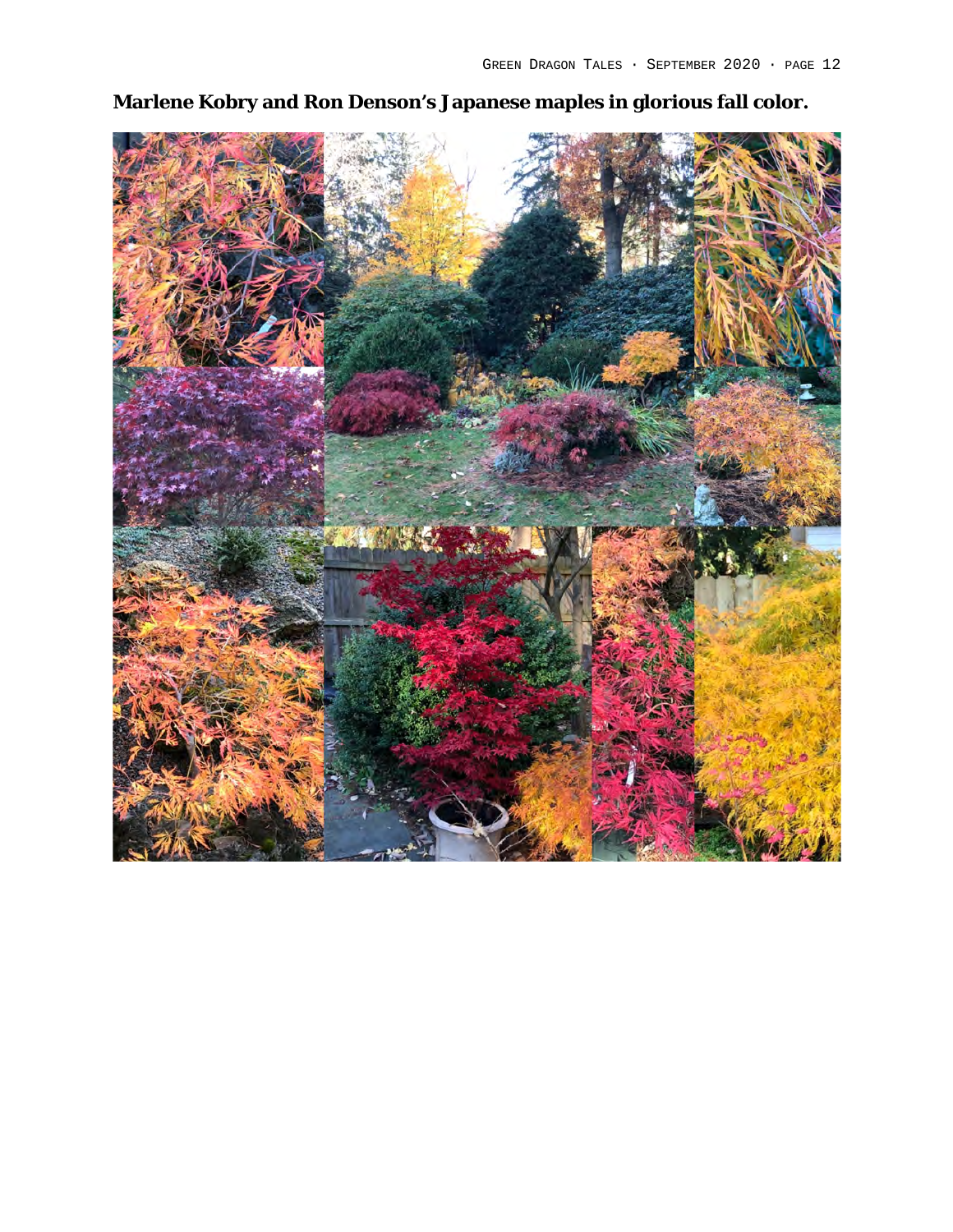**Marlene Kobry and Ron Denson's Japanese maples in glorious fall color.**